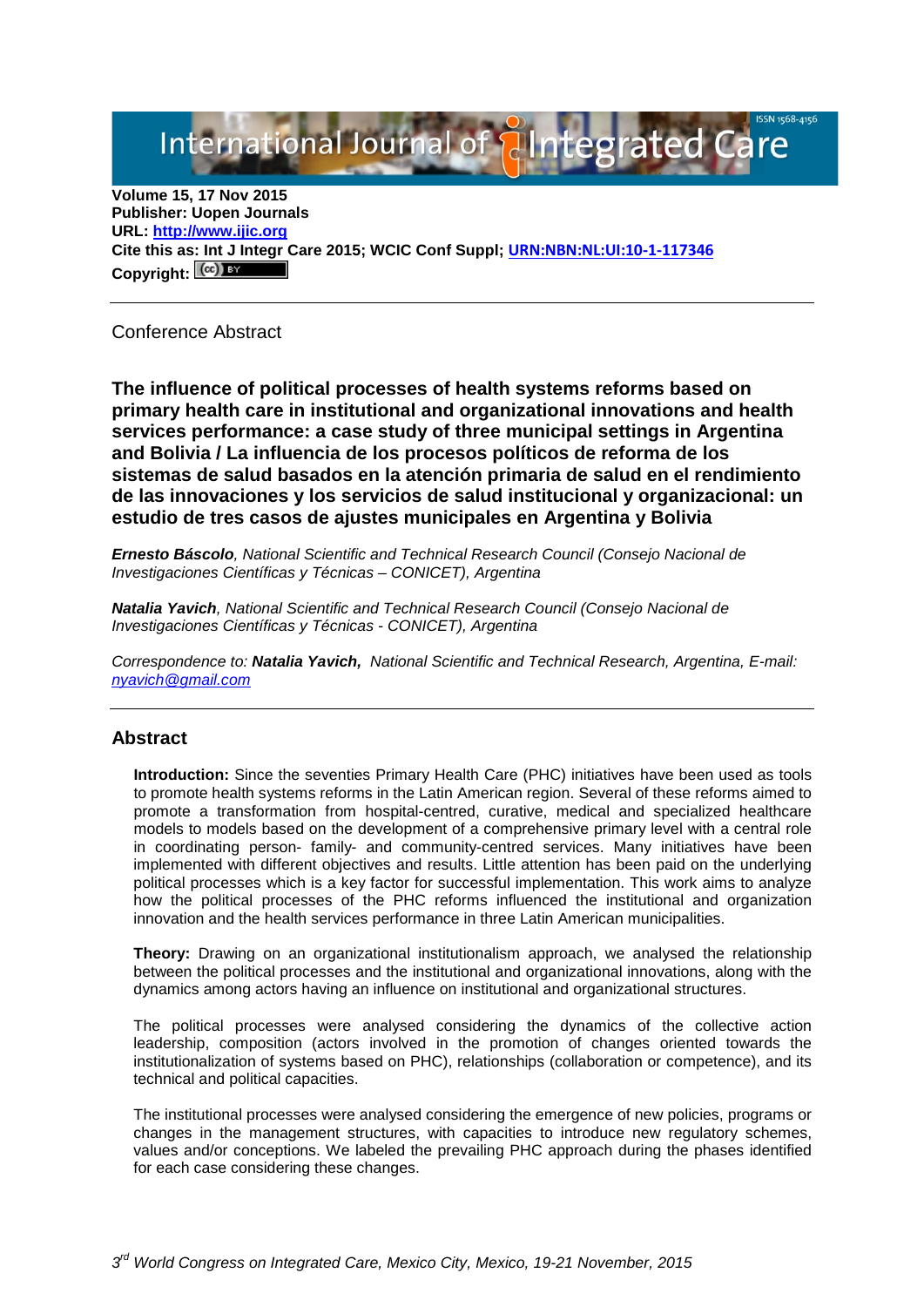International Journal of Integrated Care

**Volume 15, 17 Nov 2015**
**Publisher: Uopen Journals**
**URL: [http://www.ijic.org](http://www.ijic.org)**
**Cite this as: Int J Integr Care 2015; WCIC Conf Suppl; [URN:NBN:NL:UI:10-1-117346](URN:NBN:NL:UI:10-1-117346)**
**Copyright:** (cc) BY

---

Conference Abstract

# The influence of political processes of health systems reforms based on primary health care in institutional and organizational innovations and health services performance: a case study of three municipal settings in Argentina and Bolivia / La influencia de los procesos políticos de reforma de los sistemas de salud basados en la atención primaria de salud en el rendimiento de las innovaciones y los servicios de salud institucional y organizacional: un estudio de tres casos de ajustes municipales en Argentina y Bolivia

***Ernesto Báscolo****, National Scientific and Technical Research Council (Consejo Nacional de Investigaciones Científicas y Técnicas – CONICET), Argentina*

***Natalia Yavich****, National Scientific and Technical Research Council (Consejo Nacional de Investigaciones Científicas y Técnicas - CONICET), Argentina*

*Correspondence to:* ***Natalia Yavich****, National Scientific and Technical Research, Argentina, E-mail: [nyavich@gmail.com](mailto:nyavich@gmail.com)*

---

## Abstract

**Introduction:** Since the seventies Primary Health Care (PHC) initiatives have been used as tools to promote health systems reforms in the Latin American region. Several of these reforms aimed to promote a transformation from hospital-centred, curative, medical and specialized healthcare models to models based on the development of a comprehensive primary level with a central role in coordinating person- family- and community-centred services. Many initiatives have been implemented with different objectives and results. Little attention has been paid on the underlying political processes which is a key factor for successful implementation. This work aims to analyze how the political processes of the PHC reforms influenced the institutional and organization innovation and the health services performance in three Latin American municipalities.

**Theory:** Drawing on an organizational institutionalism approach, we analysed the relationship between the political processes and the institutional and organizational innovations, along with the dynamics among actors having an influence on institutional and organizational structures.

The political processes were analysed considering the dynamics of the collective action leadership, composition (actors involved in the promotion of changes oriented towards the institutionalization of systems based on PHC), relationships (collaboration or competence), and its technical and political capacities.

The institutional processes were analysed considering the emergence of new policies, programs or changes in the management structures, with capacities to introduce new regulatory schemes, values and/or conceptions. We labeled the prevailing PHC approach during the phases identified for each case considering these changes.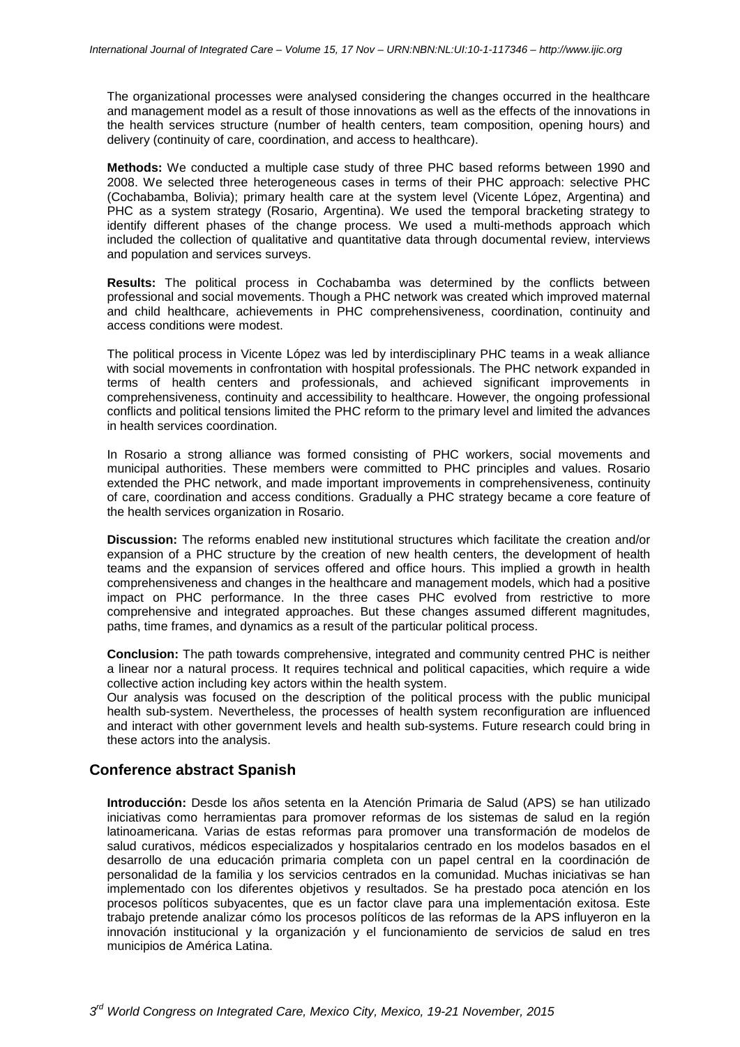The organizational processes were analysed considering the changes occurred in the healthcare and management model as a result of those innovations as well as the effects of the innovations in the health services structure (number of health centers, team composition, opening hours) and delivery (continuity of care, coordination, and access to healthcare).

**Methods:** We conducted a multiple case study of three PHC based reforms between 1990 and 2008. We selected three heterogeneous cases in terms of their PHC approach: selective PHC (Cochabamba, Bolivia); primary health care at the system level (Vicente López, Argentina) and PHC as a system strategy (Rosario, Argentina). We used the temporal bracketing strategy to identify different phases of the change process. We used a multi-methods approach which included the collection of qualitative and quantitative data through documental review, interviews and population and services surveys.

**Results:** The political process in Cochabamba was determined by the conflicts between professional and social movements. Though a PHC network was created which improved maternal and child healthcare, achievements in PHC comprehensiveness, coordination, continuity and access conditions were modest.

The political process in Vicente López was led by interdisciplinary PHC teams in a weak alliance with social movements in confrontation with hospital professionals. The PHC network expanded in terms of health centers and professionals, and achieved significant improvements in comprehensiveness, continuity and accessibility to healthcare. However, the ongoing professional conflicts and political tensions limited the PHC reform to the primary level and limited the advances in health services coordination.

In Rosario a strong alliance was formed consisting of PHC workers, social movements and municipal authorities. These members were committed to PHC principles and values. Rosario extended the PHC network, and made important improvements in comprehensiveness, continuity of care, coordination and access conditions. Gradually a PHC strategy became a core feature of the health services organization in Rosario.

**Discussion:** The reforms enabled new institutional structures which facilitate the creation and/or expansion of a PHC structure by the creation of new health centers, the development of health teams and the expansion of services offered and office hours. This implied a growth in health comprehensiveness and changes in the healthcare and management models, which had a positive impact on PHC performance. In the three cases PHC evolved from restrictive to more comprehensive and integrated approaches. But these changes assumed different magnitudes, paths, time frames, and dynamics as a result of the particular political process.

**Conclusion:** The path towards comprehensive, integrated and community centred PHC is neither a linear nor a natural process. It requires technical and political capacities, which require a wide collective action including key actors within the health system.

Our analysis was focused on the description of the political process with the public municipal health sub-system. Nevertheless, the processes of health system reconfiguration are influenced and interact with other government levels and health sub-systems. Future research could bring in these actors into the analysis.

## Conference abstract Spanish

**Introducción:** Desde los años setenta en la Atención Primaria de Salud (APS) se han utilizado iniciativas como herramientas para promover reformas de los sistemas de salud en la región latinoamericana. Varias de estas reformas para promover una transformación de modelos de salud curativos, médicos especializados y hospitalarios centrado en los modelos basados en el desarrollo de una educación primaria completa con un papel central en la coordinación de personalidad de la familia y los servicios centrados en la comunidad. Muchas iniciativas se han implementado con los diferentes objetivos y resultados. Se ha prestado poca atención en los procesos políticos subyacentes, que es un factor clave para una implementación exitosa. Este trabajo pretende analizar cómo los procesos políticos de las reformas de la APS influyeron en la innovación institucional y la organización y el funcionamiento de servicios de salud en tres municipios de América Latina.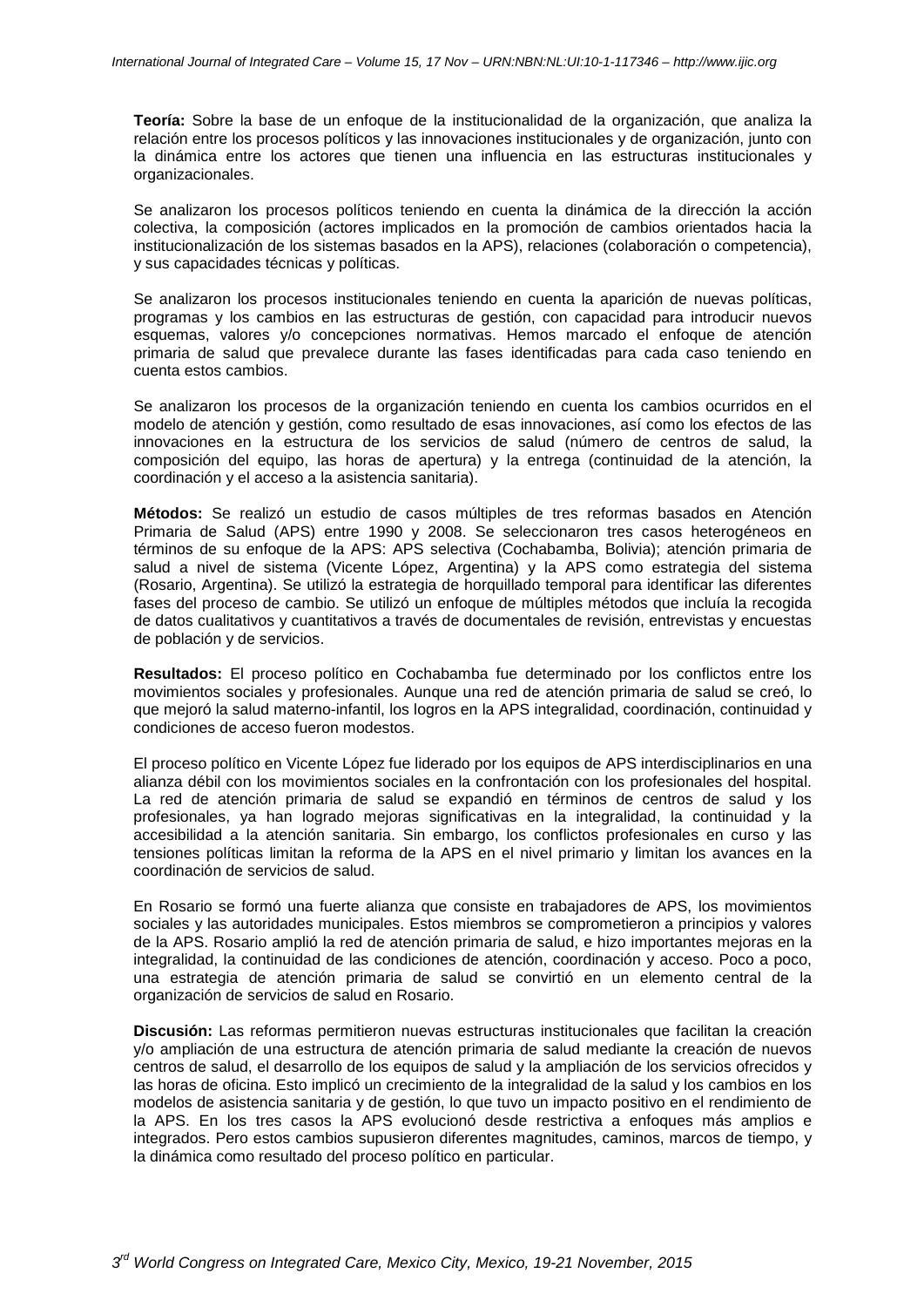**Teoría:** Sobre la base de un enfoque de la institucionalidad de la organización, que analiza la relación entre los procesos políticos y las innovaciones institucionales y de organización, junto con la dinámica entre los actores que tienen una influencia en las estructuras institucionales y organizacionales.

Se analizaron los procesos políticos teniendo en cuenta la dinámica de la dirección la acción colectiva, la composición (actores implicados en la promoción de cambios orientados hacia la institucionalización de los sistemas basados en la APS), relaciones (colaboración o competencia), y sus capacidades técnicas y políticas.

Se analizaron los procesos institucionales teniendo en cuenta la aparición de nuevas políticas, programas y los cambios en las estructuras de gestión, con capacidad para introducir nuevos esquemas, valores y/o concepciones normativas. Hemos marcado el enfoque de atención primaria de salud que prevalece durante las fases identificadas para cada caso teniendo en cuenta estos cambios.

Se analizaron los procesos de la organización teniendo en cuenta los cambios ocurridos en el modelo de atención y gestión, como resultado de esas innovaciones, así como los efectos de las innovaciones en la estructura de los servicios de salud (número de centros de salud, la composición del equipo, las horas de apertura) y la entrega (continuidad de la atención, la coordinación y el acceso a la asistencia sanitaria).

**Métodos:** Se realizó un estudio de casos múltiples de tres reformas basados en Atención Primaria de Salud (APS) entre 1990 y 2008. Se seleccionaron tres casos heterogéneos en términos de su enfoque de la APS: APS selectiva (Cochabamba, Bolivia); atención primaria de salud a nivel de sistema (Vicente López, Argentina) y la APS como estrategia del sistema (Rosario, Argentina). Se utilizó la estrategia de horquillado temporal para identificar las diferentes fases del proceso de cambio. Se utilizó un enfoque de múltiples métodos que incluía la recogida de datos cualitativos y cuantitativos a través de documentales de revisión, entrevistas y encuestas de población y de servicios.

**Resultados:** El proceso político en Cochabamba fue determinado por los conflictos entre los movimientos sociales y profesionales. Aunque una red de atención primaria de salud se creó, lo que mejoró la salud materno-infantil, los logros en la APS integralidad, coordinación, continuidad y condiciones de acceso fueron modestos.

El proceso político en Vicente López fue liderado por los equipos de APS interdisciplinarios en una alianza débil con los movimientos sociales en la confrontación con los profesionales del hospital. La red de atención primaria de salud se expandió en términos de centros de salud y los profesionales, ya han logrado mejoras significativas en la integralidad, la continuidad y la accesibilidad a la atención sanitaria. Sin embargo, los conflictos profesionales en curso y las tensiones políticas limitan la reforma de la APS en el nivel primario y limitan los avances en la coordinación de servicios de salud.

En Rosario se formó una fuerte alianza que consiste en trabajadores de APS, los movimientos sociales y las autoridades municipales. Estos miembros se comprometieron a principios y valores de la APS. Rosario amplió la red de atención primaria de salud, e hizo importantes mejoras en la integralidad, la continuidad de las condiciones de atención, coordinación y acceso. Poco a poco, una estrategia de atención primaria de salud se convirtió en un elemento central de la organización de servicios de salud en Rosario.

**Discusión:** Las reformas permitieron nuevas estructuras institucionales que facilitan la creación y/o ampliación de una estructura de atención primaria de salud mediante la creación de nuevos centros de salud, el desarrollo de los equipos de salud y la ampliación de los servicios ofrecidos y las horas de oficina. Esto implicó un crecimiento de la integralidad de la salud y los cambios en los modelos de asistencia sanitaria y de gestión, lo que tuvo un impacto positivo en el rendimiento de la APS. En los tres casos la APS evolucionó desde restrictiva a enfoques más amplios e integrados. Pero estos cambios supusieron diferentes magnitudes, caminos, marcos de tiempo, y la dinámica como resultado del proceso político en particular.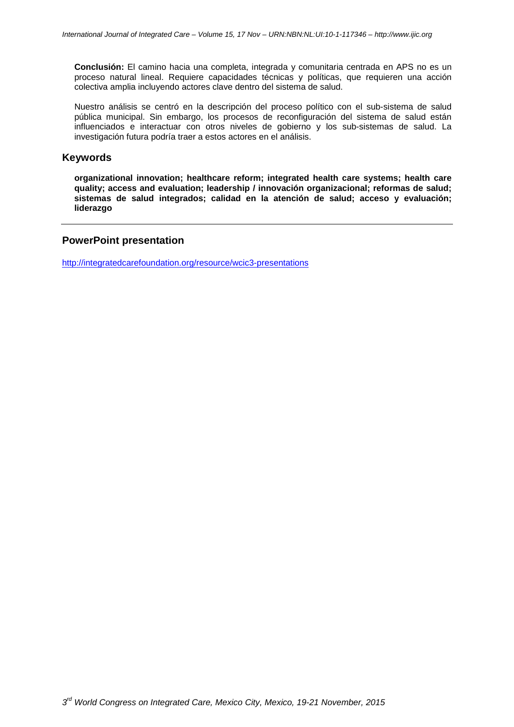**Conclusión:** El camino hacia una completa, integrada y comunitaria centrada en APS no es un proceso natural lineal. Requiere capacidades técnicas y políticas, que requieren una acción colectiva amplia incluyendo actores clave dentro del sistema de salud.

Nuestro análisis se centró en la descripción del proceso político con el sub-sistema de salud pública municipal. Sin embargo, los procesos de reconfiguración del sistema de salud están influenciados e interactuar con otros niveles de gobierno y los sub-sistemas de salud. La investigación futura podría traer a estos actores en el análisis.

## Keywords

**organizational innovation; healthcare reform; integrated health care systems; health care quality; access and evaluation; leadership / innovación organizacional; reformas de salud; sistemas de salud integrados; calidad en la atención de salud; acceso y evaluación; liderazgo**

---

## PowerPoint presentation

http://integratedcarefoundation.org/resource/wcic3-presentations